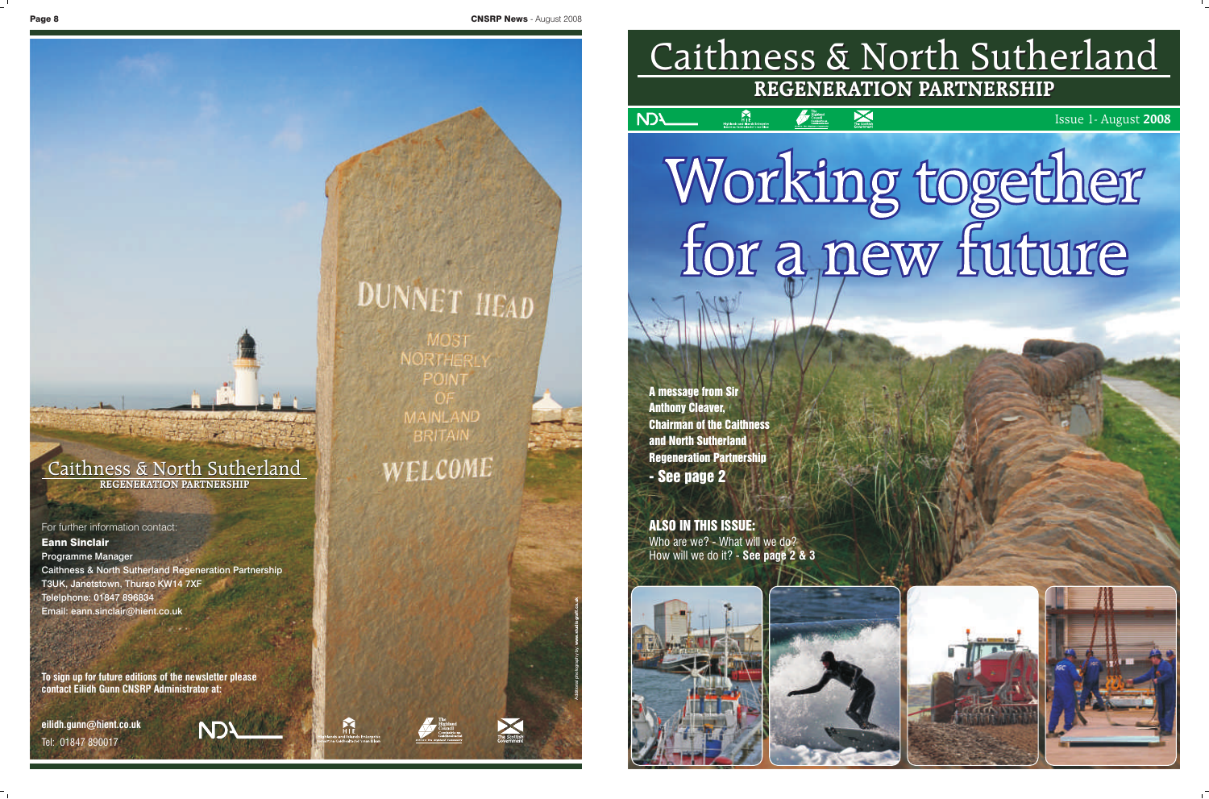# Caithness & North Sutherland

## REGENERATION PARTNERSHIP

For further information contact:

**Eann Sinclair**
Programme Manager
Caithness & North Sutherland Regeneration Partnership
T3UK, Janetstown, Thurso KW14 7XF
Telelphone: 01847 896834
Email: eann.sinclair@hient.co.uk

**To sign up for future editions of the newsletter please contact Eilidh Gunn CNSRP Administrator at:**

**eilidh.gunn@hient.co.uk**
Tel: 01847 890017

DUNNET HEAD
MOST NORTHERLY POINT OF MAINLAND BRITAIN
WELCOME

Additional photography by: www.studiograff.co.uk

# Caithness & North Sutherland

## REGENERATION PARTNERSHIP

Issue 1- August **2008**

# Working together for a new future

**A message from Sir Anthony Cleaver, Chairman of the Caithness and North Sutherland Regeneration Partnership**
**- See page 2**

**ALSO IN THIS ISSUE:**
Who are we? - What will we do?
How will we do it? - **See page 2 & 3**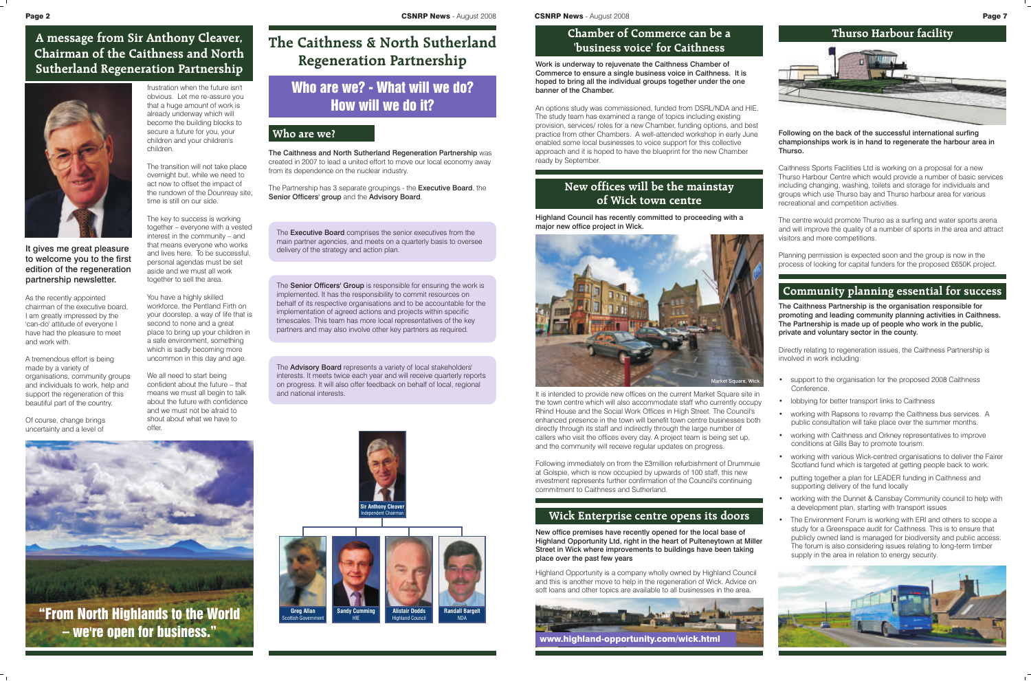## A message from Sir Anthony Cleaver, Chairman of the Caithness and North Sutherland Regeneration Partnership

**It gives me great pleasure to welcome you to the first edition of the regeneration partnership newsletter.**

As the recently appointed chairman of the executive board, I am greatly impressed by the 'can-do' attitude of everyone I have had the pleasure to meet and work with.

A tremendous effort is being made by a variety of organisations, community groups and individuals to work, help and support the regeneration of this beautiful part of the country.

Of course, change brings uncertainty and a level of frustration when the future isn't obvious. Let me re-assure you that a huge amount of work is already underway which will become the building blocks to secure a future for you, your children and your children's children.

The transition will not take place overnight but, while we need to act now to offset the impact of the rundown of the Dounreay site, time is still on our side.

The key to success is working together – everyone with a vested interest in the community – and that means everyone who works and lives here. To be successful, personal agendas must be set aside and we must all work together to sell the area.

You have a highly skilled workforce, the Pentland Firth on your doorstep, a way of life that is second to none and a great place to bring up your children in a safe environment, something which is sadly becoming more uncommon in this day and age.

We all need to start being confident about the future – that means we must all begin to talk about the future with confidence and we must not be afraid to shout about what we have to offer.

**"From North Highlands to the World – we're open for business."**

# The Caithness & North Sutherland Regeneration Partnership

## Who are we? - What will we do? How will we do it?

### Who are we?

**The Caithness and North Sutherland Regeneration Partnership** was created in 2007 to lead a united effort to move our local economy away from its dependence on the nuclear industry.

The Partnership has 3 separate groupings - the **Executive Board**, the **Senior Officers' group** and the **Advisory Board**.

The **Executive Board** comprises the senior executives from the main partner agencies, and meets on a quarterly basis to oversee delivery of the strategy and action plan.

The **Senior Officers' Group** is responsible for ensuring the work is implemented. It has the responsibility to commit resources on behalf of its respective organisations and to be accountable for the implementation of agreed actions and projects within specific timescales. This team has more local representatives of the key partners and may also involve other key partners as required.

The **Advisory Board** represents a variety of local stakeholders' interests. It meets twice each year and will receive quarterly reports on progress. It will also offer feedback on behalf of local, regional and national interests.

**Sir Anthony Cleaver** – Independent Chairman

**Greg Allan** – Scottish Government

**Sandy Cumming** – HIE

**Alistair Dodds** – Highland Council

**Randall Bargelt** – NDA

## Chamber of Commerce can be a 'business voice' for Caithness

**Work is underway to rejuvenate the Caithness Chamber of Commerce to ensure a single business voice in Caithness. It is hoped to bring all the individual groups together under the one banner of the Chamber.**

An options study was commissioned, funded from DSRL/NDA and HIE. The study team has examined a range of topics including existing provision, services/ roles for a new Chamber, funding options, and best practice from other Chambers. A well-attended workshop in early June enabled some local businesses to voice support for this collective approach and it is hoped to have the blueprint for the new Chamber ready by September.

## New offices will be the mainstay of Wick town centre

**Highland Council has recently committed to proceeding with a major new office project in Wick.**

Market Square, Wick

It is intended to provide new offices on the current Market Square site in the town centre which will also accommodate staff who currently occupy Rhind House and the Social Work Offices in High Street. The Council's enhanced presence in the town will benefit town centre businesses both directly through its staff and indirectly through the large number of callers who visit the offices every day. A project team is being set up, and the community will receive regular updates on progress.

Following immediately on from the £3million refurbishment of Drummuie at Golspie, which is now occupied by upwards of 100 staff, this new investment represents further confirmation of the Council's continuing commitment to Caithness and Sutherland.

## Wick Enterprise centre opens its doors

**New office premises have recently opened for the local base of Highland Opportunity Ltd, right in the heart of Pulteneytown at Miller Street in Wick where improvements to buildings have been taking place over the past few years**

Highland Opportunity is a company wholly owned by Highland Council and this is another move to help in the regeneration of Wick. Advice on soft loans and other topics are available to all businesses in the area.

**www.highland-opportunity.com/wick.html**

## Thurso Harbour facility

**Following on the back of the successful international surfing championships work is in hand to regenerate the harbour area in Thurso.**

Caithness Sports Facilities Ltd is working on a proposal for a new Thurso Harbour Centre which would provide a number of basic services including changing, washing, toilets and storage for individuals and groups which use Thurso bay and Thurso harbour area for various recreational and competition activities.

The centre would promote Thurso as a surfing and water sports arena and will improve the quality of a number of sports in the area and attract visitors and more competitions.

Planning permission is expected soon and the group is now in the process of looking for capital funders for the proposed £650K project.

## Community planning essential for success

**The Caithness Partnership is the organisation responsible for promoting and leading community planning activities in Caithness. The Partnership is made up of people who work in the public, private and voluntary sector in the county.**

Directly relating to regeneration issues, the Caithness Partnership is involved in work including:

- support to the organisation for the proposed 2008 Caithness Conference.
- lobbying for better transport links to Caithness
- working with Rapsons to revamp the Caithness bus services. A public consultation will take place over the summer months.
- working with Caithness and Orkney representatives to improve conditions at Gills Bay to promote tourism.
- working with various Wick-centred organisations to deliver the Fairer Scotland fund which is targeted at getting people back to work.
- putting together a plan for LEADER funding in Caithness and supporting delivery of the fund locally
- working with the Dunnet & Canisbay Community council to help with a development plan, starting with transport issues
- The Environment Forum is working with ERI and others to scope a study for a Greenspace audit for Caithness. This is to ensure that publicly owned land is managed for biodiversity and public access. The forum is also considering issues relating to long-term timber supply in the area in relation to energy security.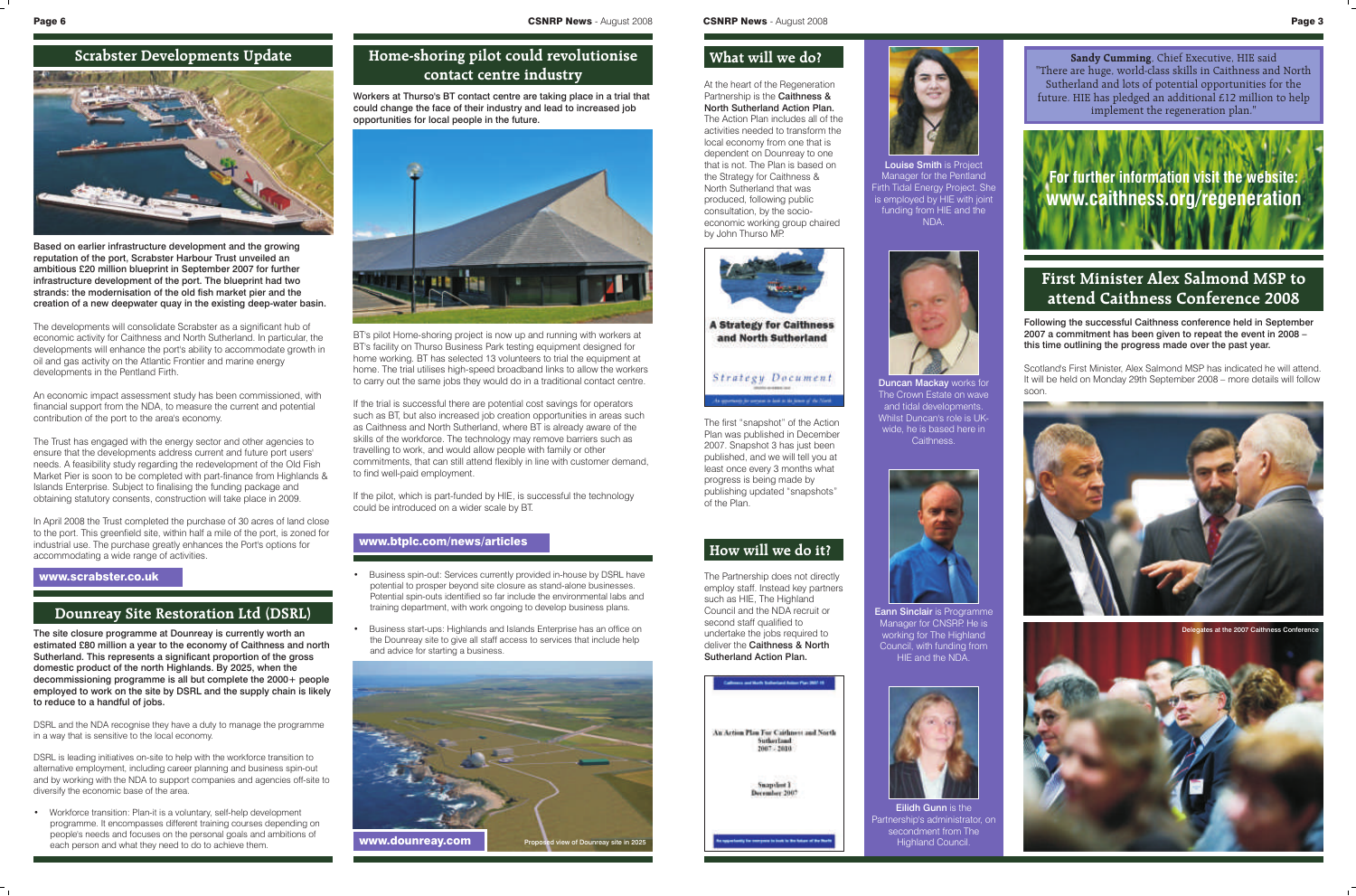## Scrabster Developments Update

**Based on earlier infrastructure development and the growing reputation of the port, Scrabster Harbour Trust unveiled an ambitious £20 million blueprint in September 2007 for further infrastructure development of the port. The blueprint had two strands: the modernisation of the old fish market pier and the creation of a new deepwater quay in the existing deep-water basin.**

The developments will consolidate Scrabster as a significant hub of economic activity for Caithness and North Sutherland. In particular, the developments will enhance the port's ability to accommodate growth in oil and gas activity on the Atlantic Frontier and marine energy developments in the Pentland Firth.

An economic impact assessment study has been commissioned, with financial support from the NDA, to measure the current and potential contribution of the port to the area's economy.

The Trust has engaged with the energy sector and other agencies to ensure that the developments address current and future port users' needs. A feasibility study regarding the redevelopment of the Old Fish Market Pier is soon to be completed with part-finance from Highlands & Islands Enterprise. Subject to finalising the funding package and obtaining statutory consents, construction will take place in 2009.

In April 2008 the Trust completed the purchase of 30 acres of land close to the port. This greenfield site, within half a mile of the port, is zoned for industrial use. The purchase greatly enhances the Port's options for accommodating a wide range of activities.

**www.scrabster.co.uk**

## Dounreay Site Restoration Ltd (DSRL)

**The site closure programme at Dounreay is currently worth an estimated £80 million a year to the economy of Caithness and north Sutherland. This represents a significant proportion of the gross domestic product of the north Highlands. By 2025, when the decommissioning programme is all but complete the 2000+ people employed to work on the site by DSRL and the supply chain is likely to reduce to a handful of jobs.**

DSRL and the NDA recognise they have a duty to manage the programme in a way that is sensitive to the local economy.

DSRL is leading initiatives on-site to help with the workforce transition to alternative employment, including career planning and business spin-out and by working with the NDA to support companies and agencies off-site to diversify the economic base of the area.

- Workforce transition: Plan-it is a voluntary, self-help development programme. It encompasses different training courses depending on people's needs and focuses on the personal goals and ambitions of each person and what they need to do to achieve them.
- Business spin-out: Services currently provided in-house by DSRL have potential to prosper beyond site closure as stand-alone businesses. Potential spin-outs identified so far include the environmental labs and training department, with work ongoing to develop business plans.
- Business start-ups: Highlands and Islands Enterprise has an office on the Dounreay site to give all staff access to services that include help and advice for starting a business.

**www.dounreay.com**

Proposed view of Dounreay site in 2025

## Home-shoring pilot could revolutionise contact centre industry

**Workers at Thurso's BT contact centre are taking place in a trial that could change the face of their industry and lead to increased job opportunities for local people in the future.**

BT's pilot Home-shoring project is now up and running with workers at BT's facility on Thurso Business Park testing equipment designed for home working. BT has selected 13 volunteers to trial the equipment at home. The trial utilises high-speed broadband links to allow the workers to carry out the same jobs they would do in a traditional contact centre.

If the trial is successful there are potential cost savings for operators such as BT, but also increased job creation opportunities in areas such as Caithness and North Sutherland, where BT is already aware of the skills of the workforce. The technology may remove barriers such as travelling to work, and would allow people with family or other commitments, that can still attend flexibly in line with customer demand, to find well-paid employment.

If the pilot, which is part-funded by HIE, is successful the technology could be introduced on a wider scale by BT.

**www.btplc.com/news/articles**

## What will we do?

At the heart of the Regeneration Partnership is the **Caithness & North Sutherland Action Plan.** The Action Plan includes all of the activities needed to transform the local economy from one that is dependent on Dounreay to one that is not. The Plan is based on the Strategy for Caithness & North Sutherland that was produced, following public consultation, by the socio-economic working group chaired by John Thurso MP.

The first "snapshot" of the Action Plan was published in December 2007. Snapshot 3 has just been published, and we will tell you at least once every 3 months what progress is being made by publishing updated "snapshots" of the Plan.

## How will we do it?

The Partnership does not directly employ staff. Instead key partners such as HIE, The Highland Council and the NDA recruit or second staff qualified to undertake the jobs required to deliver the **Caithness & North Sutherland Action Plan.**

**Louise Smith** is Project Manager for the Pentland Firth Tidal Energy Project. She is employed by HIE with joint funding from HIE and the NDA.

**Duncan Mackay** works for The Crown Estate on wave and tidal developments. Whilst Duncan's role is UK-wide, he is based here in Caithness.

**Eann Sinclair** is Programme Manager for CSNRP. He is working for The Highland Council, with funding from HIE and the NDA.

**Eilidh Gunn** is the Partnership's administrator, on secondment from The Highland Council.

**Sandy Cumming**, Chief Executive, HIE said "There are huge, world-class skills in Caithness and North Sutherland and lots of potential opportunities for the future. HIE has pledged an additional £12 million to help implement the regeneration plan."

**For further information visit the website: www.caithness.org/regeneration**

## First Minister Alex Salmond MSP to attend Caithness Conference 2008

**Following the successful Caithness conference held in September 2007 a commitment has been given to repeat the event in 2008 – this time outlining the progress made over the past year.**

Scotland's First Minister, Alex Salmond MSP has indicated he will attend. It will be held on Monday 29th September 2008 – more details will follow soon.

Delegates at the 2007 Caithness Conference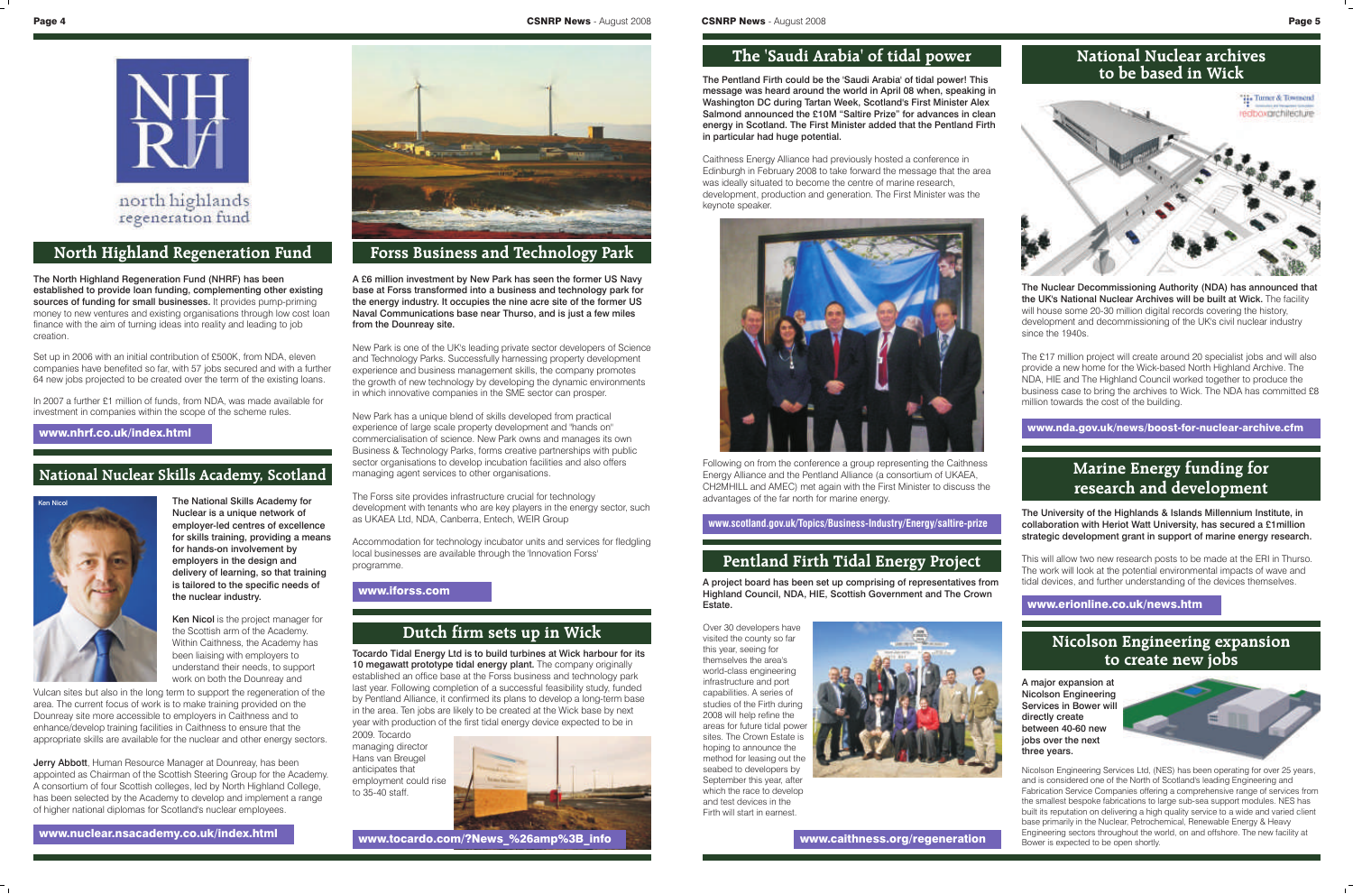north highlands
regeneration fund

## North Highland Regeneration Fund

**The North Highland Regeneration Fund (NHRF) has been established to provide loan funding, complementing other existing sources of funding for small businesses.** It provides pump-priming money to new ventures and existing organisations through low cost loan finance with the aim of turning ideas into reality and leading to job creation.

Set up in 2006 with an initial contribution of £500K, from NDA, eleven companies have benefited so far, with 57 jobs secured and with a further 64 new jobs projected to be created over the term of the existing loans.

In 2007 a further £1 million of funds, from NDA, was made available for investment in companies within the scope of the scheme rules.

**www.nhrf.co.uk/index.html**

## National Nuclear Skills Academy, Scotland

Ken Nicol

**The National Skills Academy for Nuclear is a unique network of employer-led centres of excellence for skills training, providing a means for hands-on involvement by employers in the design and delivery of learning, so that training is tailored to the specific needs of the nuclear industry.**

**Ken Nicol** is the project manager for the Scottish arm of the Academy. Within Caithness, the Academy has been liaising with employers to understand their needs, to support work on both the Dounreay and Vulcan sites but also in the long term to support the regeneration of the area. The current focus of work is to make training provided on the Dounreay site more accessible to employers in Caithness and to enhance/develop training facilities in Caithness to ensure that the appropriate skills are available for the nuclear and other energy sectors.

**Jerry Abbott**, Human Resource Manager at Dounreay, has been appointed as Chairman of the Scottish Steering Group for the Academy. A consortium of four Scottish colleges, led by North Highland College, has been selected by the Academy to develop and implement a range of higher national diplomas for Scotland's nuclear employees.

**www.nuclear.nsacademy.co.uk/index.html**

## Forss Business and Technology Park

**A £6 million investment by New Park has seen the former US Navy base at Forss transformed into a business and technology park for the energy industry. It occupies the nine acre site of the former US Naval Communications base near Thurso, and is just a few miles from the Dounreay site.**

New Park is one of the UK's leading private sector developers of Science and Technology Parks. Successfully harnessing property development experience and business management skills, the company promotes the growth of new technology by developing the dynamic environments in which innovative companies in the SME sector can prosper.

New Park has a unique blend of skills developed from practical experience of large scale property development and "hands on" commercialisation of science. New Park owns and manages its own Business & Technology Parks, forms creative partnerships with public sector organisations to develop incubation facilities and also offers managing agent services to other organisations.

The Forss site provides infrastructure crucial for technology development with tenants who are key players in the energy sector, such as UKAEA Ltd, NDA, Canberra, Entech, WEIR Group

Accommodation for technology incubator units and services for fledgling local businesses are available through the 'Innovation Forss' programme.

**www.iforss.com**

## Dutch firm sets up in Wick

**Tocardo Tidal Energy Ltd is to build turbines at Wick harbour for its 10 megawatt prototype tidal energy plant.** The company originally established an office base at the Forss business and technology park last year. Following completion of a successful feasibility study, funded by Pentland Alliance, it confirmed its plans to develop a long-term base in the area. Ten jobs are likely to be created at the Wick base by next year with production of the first tidal energy device expected to be in 2009. Tocardo managing director Hans van Breugel anticipates that employment could rise to 35-40 staff.

**www.tocardo.com/?News_%26amp%3B_info**

## The 'Saudi Arabia' of tidal power

**The Pentland Firth could be the 'Saudi Arabia' of tidal power! This message was heard around the world in April 08 when, speaking in Washington DC during Tartan Week, Scotland's First Minister Alex Salmond announced the £10M "Saltire Prize" for advances in clean energy in Scotland. The First Minister added that the Pentland Firth in particular had huge potential.**

Caithness Energy Alliance had previously hosted a conference in Edinburgh in February 2008 to take forward the message that the area was ideally situated to become the centre of marine research, development, production and generation. The First Minister was the keynote speaker.

Following on from the conference a group representing the Caithness Energy Alliance and the Pentland Alliance (a consortium of UKAEA, CH2MHILL and AMEC) met again with the First Minister to discuss the advantages of the far north for marine energy.

**www.scotland.gov.uk/Topics/Business-Industry/Energy/saltire-prize**

## Pentland Firth Tidal Energy Project

**A project board has been set up comprising of representatives from Highland Council, NDA, HIE, Scottish Government and The Crown Estate.**

Over 30 developers have visited the county so far this year, seeing for themselves the area's world-class engineering infrastructure and port capabilities. A series of studies of the Firth during 2008 will help refine the areas for future tidal power sites. The Crown Estate is hoping to announce the method for leasing out the seabed to developers by September this year, after which the race to develop and test devices in the Firth will start in earnest.

**www.caithness.org/regeneration**

## National Nuclear archives to be based in Wick

Turner & Townsend
redboxarchitecture

**The Nuclear Decommissioning Authority (NDA) has announced that the UK's National Nuclear Archives will be built at Wick.** The facility will house some 20-30 million digital records covering the history, development and decommissioning of the UK's civil nuclear industry since the 1940s.

The £17 million project will create around 20 specialist jobs and will also provide a new home for the Wick-based North Highland Archive. The NDA, HIE and The Highland Council worked together to produce the business case to bring the archives to Wick. The NDA has committed £8 million towards the cost of the building.

**www.nda.gov.uk/news/boost-for-nuclear-archive.cfm**

## Marine Energy funding for research and development

**The University of the Highlands & Islands Millennium Institute, in collaboration with Heriot Watt University, has secured a £1million strategic development grant in support of marine energy research.**

This will allow two new research posts to be made at the ERI in Thurso. The work will look at the potential environmental impacts of wave and tidal devices, and further understanding of the devices themselves.

**www.erionline.co.uk/news.htm**

## Nicolson Engineering expansion to create new jobs

**A major expansion at Nicolson Engineering Services in Bower will directly create between 40-60 new jobs over the next three years.**

Nicolson Engineering Services Ltd, (NES) has been operating for over 25 years, and is considered one of the North of Scotland's leading Engineering and Fabrication Service Companies offering a comprehensive range of services from the smallest bespoke fabrications to large sub-sea support modules. NES has built its reputation on delivering a high quality service to a wide and varied client base primarily in the Nuclear, Petrochemical, Renewable Energy & Heavy Engineering sectors throughout the world, on and offshore. The new facility at Bower is expected to be open shortly.